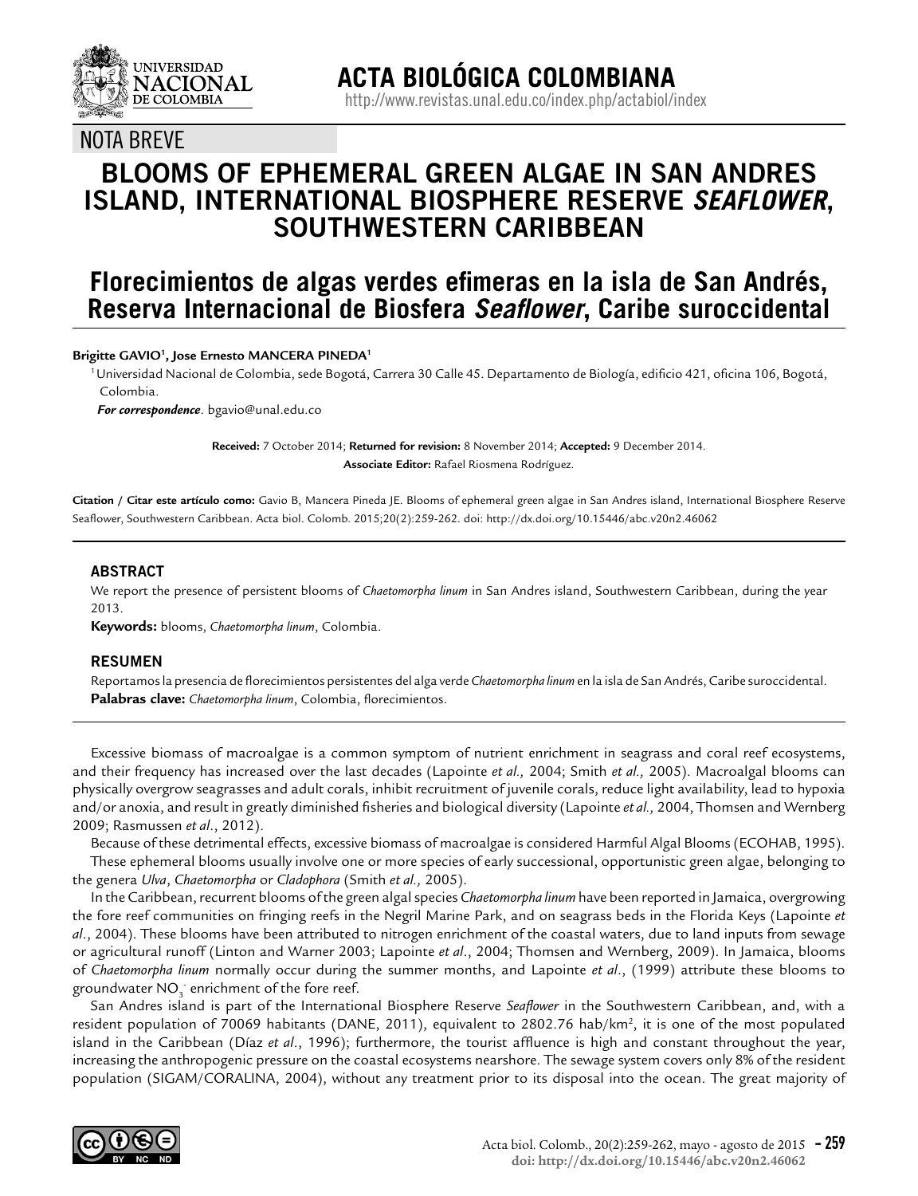NOTA BREVE

# BLOOMS OF EPHEMERAL GREEN ALGAE IN SAN ANDRES ISLAND, INTERNATIONAL BIOSPHERE RESERVE *SEAFLOWER*, SOUTHWESTERN CARIBBEAN

# Florecimientos de algas verdes efímeras en la isla de San Andrés, Reserva Internacional de Biosfera *Seaflower*, Caribe suroccidental

**Brigitte GAVIO[1], Jose Ernesto MANCERA PINEDA[1]**

[1] Universidad Nacional de Colombia, sede Bogotá, Carrera 30 Calle 45. Departamento de Biología, edificio 421, oficina 106, Bogotá, Colombia.

***For correspondence***. bgavio@unal.edu.co

**Received:** 7 October 2014; **Returned for revision:** 8 November 2014; **Accepted:** 9 December 2014.
**Associate Editor:** Rafael Riosmena Rodríguez.

**Citation / Citar este artículo como:** Gavio B, Mancera Pineda JE. Blooms of ephemeral green algae in San Andres island, International Biosphere Reserve Seaflower, Southwestern Caribbean. Acta biol. Colomb. 2015;20(2):259-262. doi: http://dx.doi.org/10.15446/abc.v20n2.46062

## ABSTRACT

We report the presence of persistent blooms of *Chaetomorpha linum* in San Andres island, Southwestern Caribbean, during the year 2013.

**Keywords:** blooms, *Chaetomorpha linum*, Colombia.

## RESUMEN

Reportamos la presencia de florecimientos persistentes del alga verde *Chaetomorpha linum* en la isla de San Andrés, Caribe suroccidental.

**Palabras clave:** *Chaetomorpha linum*, Colombia, florecimientos.

Excessive biomass of macroalgae is a common symptom of nutrient enrichment in seagrass and coral reef ecosystems, and their frequency has increased over the last decades (Lapointe *et al.,* 2004; Smith *et al.,* 2005). Macroalgal blooms can physically overgrow seagrasses and adult corals, inhibit recruitment of juvenile corals, reduce light availability, lead to hypoxia and/or anoxia, and result in greatly diminished fisheries and biological diversity (Lapointe *et al.,* 2004, Thomsen and Wernberg 2009; Rasmussen *et al*., 2012).

Because of these detrimental effects, excessive biomass of macroalgae is considered Harmful Algal Blooms (ECOHAB, 1995).

These ephemeral blooms usually involve one or more species of early successional, opportunistic green algae, belonging to the genera *Ulva*, *Chaetomorpha* or *Cladophora* (Smith *et al.,* 2005).

In the Caribbean, recurrent blooms of the green algal species *Chaetomorpha linum* have been reported in Jamaica, overgrowing the fore reef communities on fringing reefs in the Negril Marine Park, and on seagrass beds in the Florida Keys (Lapointe *et al*., 2004). These blooms have been attributed to nitrogen enrichment of the coastal waters, due to land inputs from sewage or agricultural runoff (Linton and Warner 2003; Lapointe *et al*., 2004; Thomsen and Wernberg, 2009). In Jamaica, blooms of *Chaetomorpha linum* normally occur during the summer months, and Lapointe *et al*., (1999) attribute these blooms to groundwater $NO_3^-$ enrichment of the fore reef.

San Andres island is part of the International Biosphere Reserve *Seaflower* in the Southwestern Caribbean, and, with a resident population of 70069 habitants (DANE, 2011), equivalent to 2802.76 hab/km$^2$, it is one of the most populated island in the Caribbean (Díaz *et al*., 1996); furthermore, the tourist affluence is high and constant throughout the year, increasing the anthropogenic pressure on the coastal ecosystems nearshore. The sewage system covers only 8% of the resident population (SIGAM/CORALINA, 2004), without any treatment prior to its disposal into the ocean. The great majority of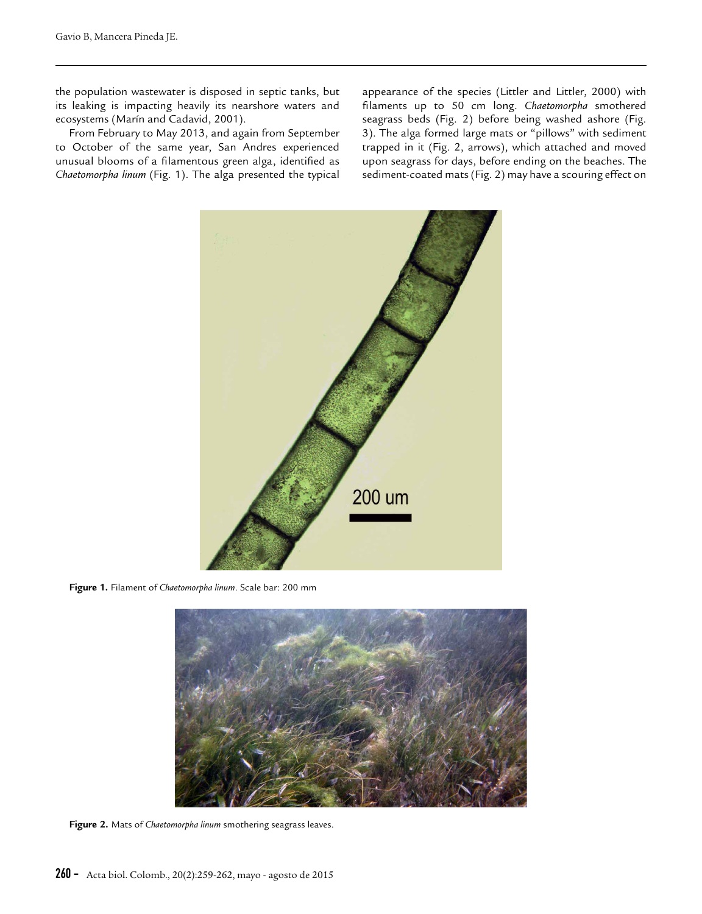the population wastewater is disposed in septic tanks, but its leaking is impacting heavily its nearshore waters and ecosystems (Marín and Cadavid, 2001).

From February to May 2013, and again from September to October of the same year, San Andres experienced unusual blooms of a filamentous green alga, identified as *Chaetomorpha linum* (Fig. 1). The alga presented the typical appearance of the species (Littler and Littler, 2000) with filaments up to 50 cm long. *Chaetomorpha* smothered seagrass beds (Fig. 2) before being washed ashore (Fig. 3). The alga formed large mats or "pillows" with sediment trapped in it (Fig. 2, arrows), which attached and moved upon seagrass for days, before ending on the beaches. The sediment-coated mats (Fig. 2) may have a scouring effect on

**Figure 1.** Filament of *Chaetomorpha linum*. Scale bar: 200 mm

**Figure 2.** Mats of *Chaetomorpha linum* smothering seagrass leaves.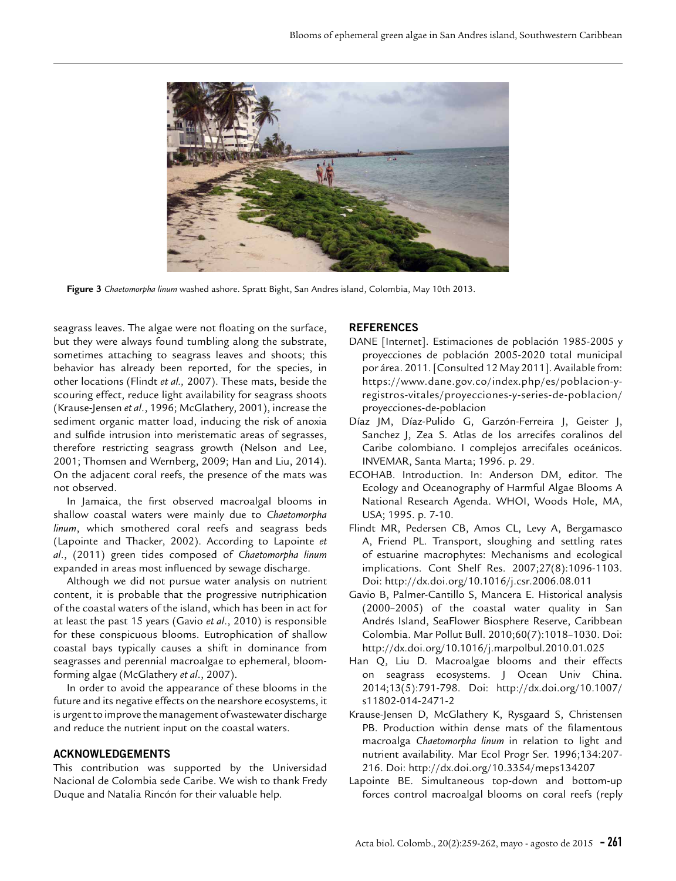**Figure 3** *Chaetomorpha linum* washed ashore. Spratt Bight, San Andres island, Colombia, May 10th 2013.

seagrass leaves. The algae were not floating on the surface, but they were always found tumbling along the substrate, sometimes attaching to seagrass leaves and shoots; this behavior has already been reported, for the species, in other locations (Flindt *et al.,* 2007). These mats, beside the scouring effect, reduce light availability for seagrass shoots (Krause-Jensen *et al*., 1996; McGlathery, 2001), increase the sediment organic matter load, inducing the risk of anoxia and sulfide intrusion into meristematic areas of segrasses, therefore restricting seagrass growth (Nelson and Lee, 2001; Thomsen and Wernberg, 2009; Han and Liu, 2014). On the adjacent coral reefs, the presence of the mats was not observed.

In Jamaica, the first observed macroalgal blooms in shallow coastal waters were mainly due to *Chaetomorpha linum*, which smothered coral reefs and seagrass beds (Lapointe and Thacker, 2002). According to Lapointe *et al*., (2011) green tides composed of *Chaetomorpha linum* expanded in areas most influenced by sewage discharge.

Although we did not pursue water analysis on nutrient content, it is probable that the progressive nutriphication of the coastal waters of the island, which has been in act for at least the past 15 years (Gavio *et al*., 2010) is responsible for these conspicuous blooms. Eutrophication of shallow coastal bays typically causes a shift in dominance from seagrasses and perennial macroalgae to ephemeral, bloom-forming algae (McGlathery *et al*., 2007).

In order to avoid the appearance of these blooms in the future and its negative effects on the nearshore ecosystems, it is urgent to improve the management of wastewater discharge and reduce the nutrient input on the coastal waters.

## ACKNOWLEDGEMENTS

This contribution was supported by the Universidad Nacional de Colombia sede Caribe. We wish to thank Fredy Duque and Natalia Rincón for their valuable help.

## REFERENCES

DANE [Internet]. Estimaciones de población 1985-2005 y proyecciones de población 2005-2020 total municipal por área. 2011. [Consulted 12 May 2011]. Available from: https://www.dane.gov.co/index.php/es/poblacion-y-registros-vitales/proyecciones-y-series-de-poblacion/proyecciones-de-poblacion

Díaz JM, Díaz-Pulido G, Garzón-Ferreira J, Geister J, Sanchez J, Zea S. Atlas de los arrecifes coralinos del Caribe colombiano. I complejos arrecifales oceánicos. INVEMAR, Santa Marta; 1996. p. 29.

ECOHAB. Introduction. In: Anderson DM, editor. The Ecology and Oceanography of Harmful Algae Blooms A National Research Agenda. WHOI, Woods Hole, MA, USA; 1995. p. 7-10.

Flindt MR, Pedersen CB, Amos CL, Levy A, Bergamasco A, Friend PL. Transport, sloughing and settling rates of estuarine macrophytes: Mechanisms and ecological implications. Cont Shelf Res. 2007;27(8):1096-1103. Doi: http://dx.doi.org/10.1016/j.csr.2006.08.011

Gavio B, Palmer-Cantillo S, Mancera E. Historical analysis (2000–2005) of the coastal water quality in San Andrés Island, SeaFlower Biosphere Reserve, Caribbean Colombia. Mar Pollut Bull. 2010;60(7):1018–1030. Doi: http://dx.doi.org/10.1016/j.marpolbul.2010.01.025

Han Q, Liu D. Macroalgae blooms and their effects on seagrass ecosystems. J Ocean Univ China. 2014;13(5):791-798. Doi: http://dx.doi.org/10.1007/s11802-014-2471-2

Krause-Jensen D, McGlathery K, Rysgaard S, Christensen PB. Production within dense mats of the filamentous macroalga *Chaetomorpha linum* in relation to light and nutrient availability. Mar Ecol Progr Ser. 1996;134:207-216. Doi: http://dx.doi.org/10.3354/meps134207

Lapointe BE. Simultaneous top-down and bottom-up forces control macroalgal blooms on coral reefs (reply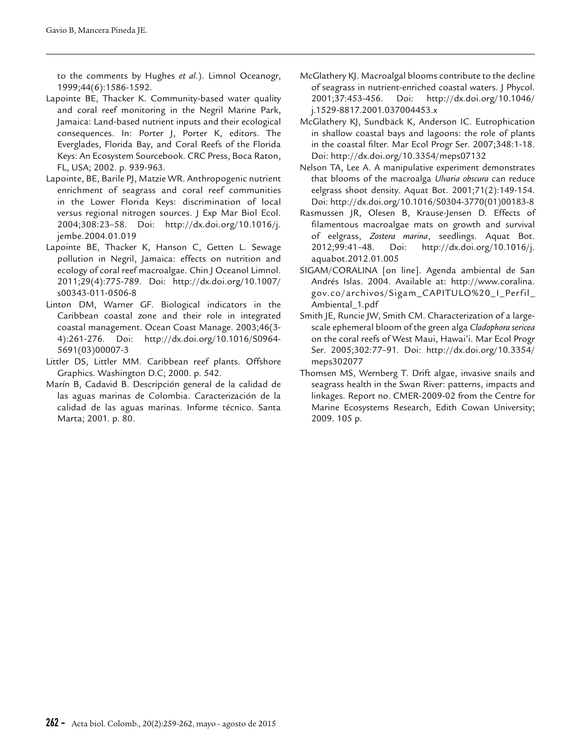to the comments by Hughes *et al*.). Limnol Oceanogr, 1999;44(6):1586-1592.

Lapointe BE, Thacker K. Community-based water quality and coral reef monitoring in the Negril Marine Park, Jamaica: Land-based nutrient inputs and their ecological consequences. In: Porter J, Porter K, editors. The Everglades, Florida Bay, and Coral Reefs of the Florida Keys: An Ecosystem Sourcebook. CRC Press, Boca Raton, FL, USA; 2002. p. 939-963.

Lapointe, BE, Barile PJ, Matzie WR. Anthropogenic nutrient enrichment of seagrass and coral reef communities in the Lower Florida Keys: discrimination of local versus regional nitrogen sources. J Exp Mar Biol Ecol. 2004;308:23–58. Doi: http://dx.doi.org/10.1016/j.jembe.2004.01.019

Lapointe BE, Thacker K, Hanson C, Getten L. Sewage pollution in Negril, Jamaica: effects on nutrition and ecology of coral reef macroalgae. Chin J Oceanol Limnol. 2011;29(4):775-789. Doi: http://dx.doi.org/10.1007/s00343-011-0506-8

Linton DM, Warner GF. Biological indicators in the Caribbean coastal zone and their role in integrated coastal management. Ocean Coast Manage. 2003;46(3-4):261-276. Doi: http://dx.doi.org/10.1016/S0964-5691(03)00007-3

Littler DS, Littler MM. Caribbean reef plants. Offshore Graphics. Washington D.C; 2000. p. 542.

Marín B, Cadavid B. Descripción general de la calidad de las aguas marinas de Colombia. Caracterización de la calidad de las aguas marinas. Informe técnico. Santa Marta; 2001. p. 80.

McGlathery KJ. Macroalgal blooms contribute to the decline of seagrass in nutrient-enriched coastal waters. J Phycol. 2001;37:453-456. Doi: http://dx.doi.org/10.1046/j.1529-8817.2001.037004453.x

McGlathery KJ, Sundbäck K, Anderson IC. Eutrophication in shallow coastal bays and lagoons: the role of plants in the coastal filter. Mar Ecol Progr Ser. 2007;348:1-18. Doi: http://dx.doi.org/10.3354/meps07132

Nelson TA, Lee A. A manipulative experiment demonstrates that blooms of the macroalga *Ulvaria obscura* can reduce eelgrass shoot density. Aquat Bot. 2001;71(2):149-154. Doi: http://dx.doi.org/10.1016/S0304-3770(01)00183-8

Rasmussen JR, Olesen B, Krause-Jensen D. Effects of filamentous macroalgae mats on growth and survival of eelgrass, *Zostera marina*, seedlings. Aquat Bot. 2012;99:41–48. Doi: http://dx.doi.org/10.1016/j.aquabot.2012.01.005

SIGAM/CORALINA [on line]. Agenda ambiental de San Andrés Islas. 2004. Available at: http://www.coralina.gov.co/archivos/Sigam_CAPITULO%20_I_Perfil_Ambiental_1.pdf

Smith JE, Runcie JW, Smith CM. Characterization of a large-scale ephemeral bloom of the green alga *Cladophora sericea* on the coral reefs of West Maui, Hawai'i. Mar Ecol Progr Ser. 2005;302:77–91. Doi: http://dx.doi.org/10.3354/meps302077

Thomsen MS, Wernberg T. Drift algae, invasive snails and seagrass health in the Swan River: patterns, impacts and linkages. Report no. CMER-2009-02 from the Centre for Marine Ecosystems Research, Edith Cowan University; 2009. 105 p.